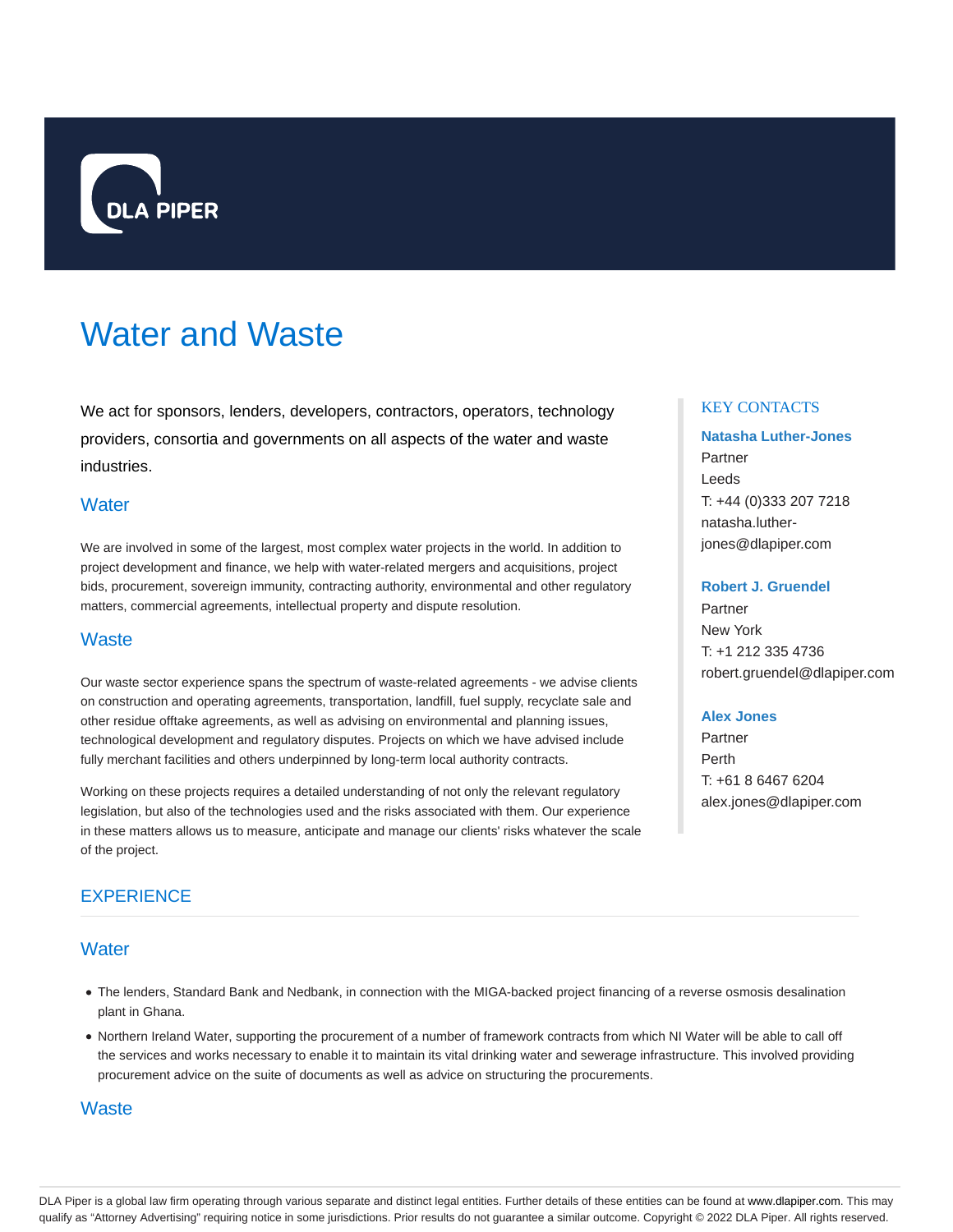# Water and Waste

We act for sponsors, lenders, developers, contractors, operators, technology providers, consortia and governments on all aspects of the water and waste industries.

## Water

We are involved in some of the largest, most complex water projects in the world. In addition to project development and finance, we help with water-related mergers and acquisitions, project bids, procurement, sovereign immunity, contracting authority, environmental and other regulatory matters, commercial agreements, intellectual property and dispute resolution.

## Waste

Our waste sector experience spans the spectrum of waste-related agreements - we advise clients on construction and operating agreements, transportation, landfill, fuel supply, recyclate sale and other residue offtake agreements, as well as advising on environmental and planning issues, technological development and regulatory disputes. Projects on which we have advised include fully merchant facilities and others underpinned by long-term local authority contracts.

Working on these projects requires a detailed understanding of not only the relevant regulatory legislation, but also of the technologies used and the risks associated with them. Our experience in these matters allows us to measure, anticipate and manage our clients' risks whatever the scale of the project.

### KEY CONTACTS

**Natasha Luther-Jones**
Partner
Leeds
T: +44 (0)333 207 7218
natasha.luther-jones@dlapiper.com

**Robert J. Gruendel**
Partner
New York
T: +1 212 335 4736
robert.gruendel@dlapiper.com

**Alex Jones**
Partner
Perth
T: +61 8 6467 6204
alex.jones@dlapiper.com

## EXPERIENCE

### Water

- The lenders, Standard Bank and Nedbank, in connection with the MIGA-backed project financing of a reverse osmosis desalination plant in Ghana.
- Northern Ireland Water, supporting the procurement of a number of framework contracts from which NI Water will be able to call off the services and works necessary to enable it to maintain its vital drinking water and sewerage infrastructure. This involved providing procurement advice on the suite of documents as well as advice on structuring the procurements.

### Waste

DLA Piper is a global law firm operating through various separate and distinct legal entities. Further details of these entities can be found at www.dlapiper.com. This may qualify as "Attorney Advertising" requiring notice in some jurisdictions. Prior results do not guarantee a similar outcome. Copyright © 2022 DLA Piper. All rights reserved.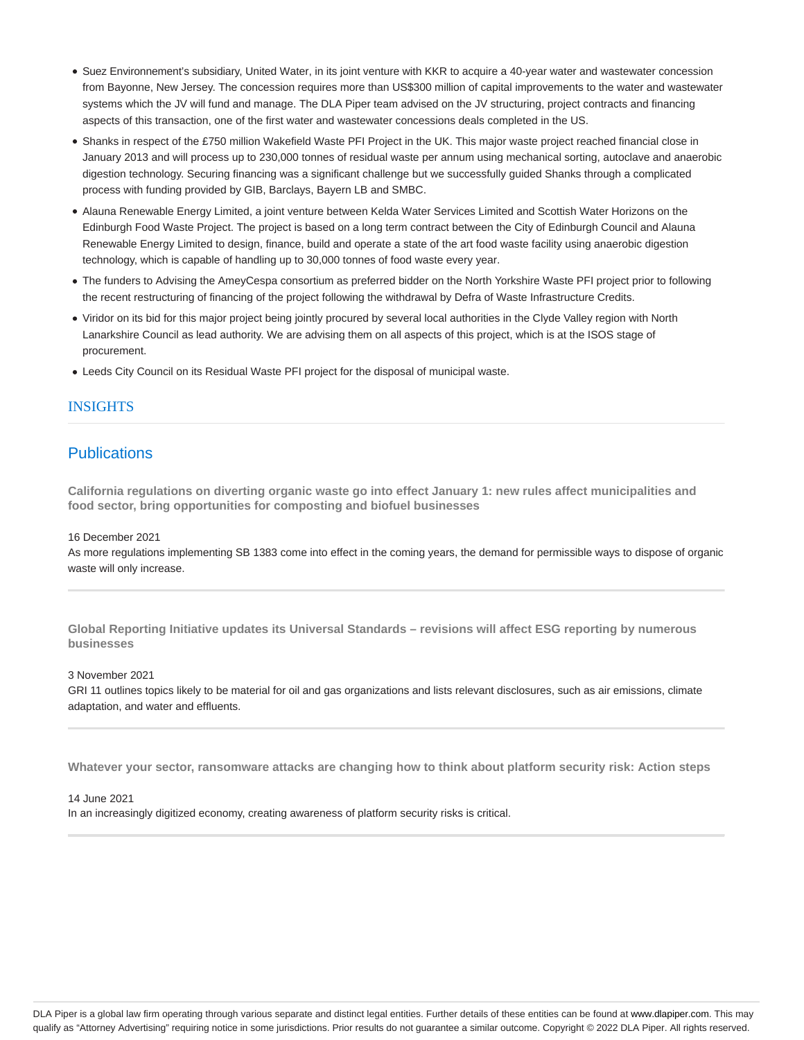- Suez Environnement's subsidiary, United Water, in its joint venture with KKR to acquire a 40-year water and wastewater concession from Bayonne, New Jersey. The concession requires more than US$300 million of capital improvements to the water and wastewater systems which the JV will fund and manage. The DLA Piper team advised on the JV structuring, project contracts and financing aspects of this transaction, one of the first water and wastewater concessions deals completed in the US.
- Shanks in respect of the £750 million Wakefield Waste PFI Project in the UK. This major waste project reached financial close in January 2013 and will process up to 230,000 tonnes of residual waste per annum using mechanical sorting, autoclave and anaerobic digestion technology. Securing financing was a significant challenge but we successfully guided Shanks through a complicated process with funding provided by GIB, Barclays, Bayern LB and SMBC.
- Alauna Renewable Energy Limited, a joint venture between Kelda Water Services Limited and Scottish Water Horizons on the Edinburgh Food Waste Project. The project is based on a long term contract between the City of Edinburgh Council and Alauna Renewable Energy Limited to design, finance, build and operate a state of the art food waste facility using anaerobic digestion technology, which is capable of handling up to 30,000 tonnes of food waste every year.
- The funders to Advising the AmeyCespa consortium as preferred bidder on the North Yorkshire Waste PFI project prior to following the recent restructuring of financing of the project following the withdrawal by Defra of Waste Infrastructure Credits.
- Viridor on its bid for this major project being jointly procured by several local authorities in the Clyde Valley region with North Lanarkshire Council as lead authority. We are advising them on all aspects of this project, which is at the ISOS stage of procurement.
- Leeds City Council on its Residual Waste PFI project for the disposal of municipal waste.

## INSIGHTS

### Publications

**California regulations on diverting organic waste go into effect January 1: new rules affect municipalities and food sector, bring opportunities for composting and biofuel businesses**

16 December 2021

As more regulations implementing SB 1383 come into effect in the coming years, the demand for permissible ways to dispose of organic waste will only increase.

**Global Reporting Initiative updates its Universal Standards – revisions will affect ESG reporting by numerous businesses**

3 November 2021

GRI 11 outlines topics likely to be material for oil and gas organizations and lists relevant disclosures, such as air emissions, climate adaptation, and water and effluents.

**Whatever your sector, ransomware attacks are changing how to think about platform security risk: Action steps**

14 June 2021

In an increasingly digitized economy, creating awareness of platform security risks is critical.

DLA Piper is a global law firm operating through various separate and distinct legal entities. Further details of these entities can be found at www.dlapiper.com. This may qualify as "Attorney Advertising" requiring notice in some jurisdictions. Prior results do not guarantee a similar outcome. Copyright © 2022 DLA Piper. All rights reserved.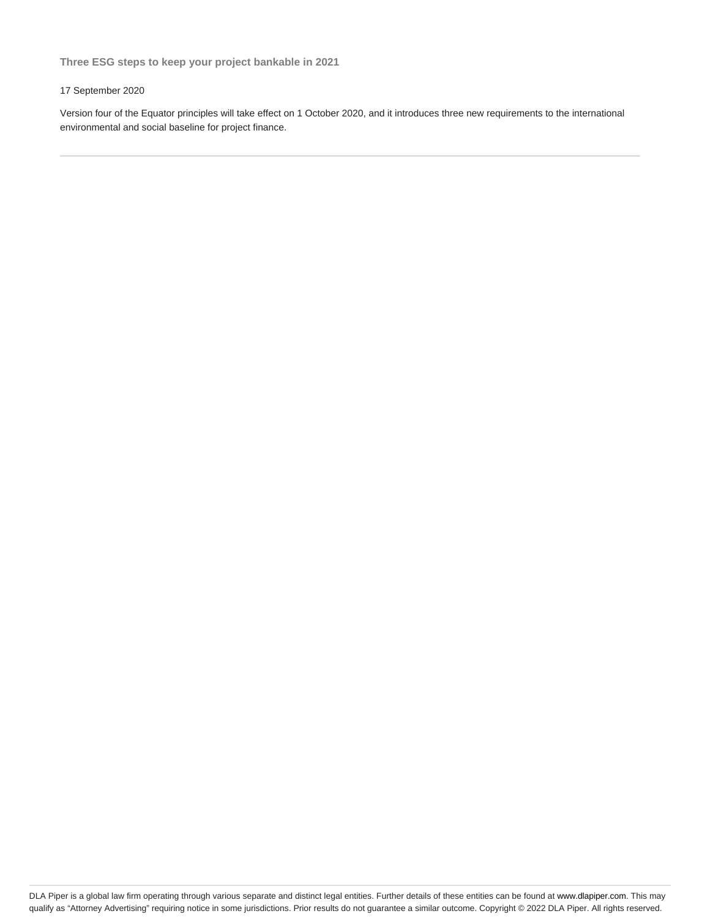**Three ESG steps to keep your project bankable in 2021**

17 September 2020

Version four of the Equator principles will take effect on 1 October 2020, and it introduces three new requirements to the international environmental and social baseline for project finance.

---

DLA Piper is a global law firm operating through various separate and distinct legal entities. Further details of these entities can be found at www.dlapiper.com. This may qualify as "Attorney Advertising" requiring notice in some jurisdictions. Prior results do not guarantee a similar outcome. Copyright © 2022 DLA Piper. All rights reserved.